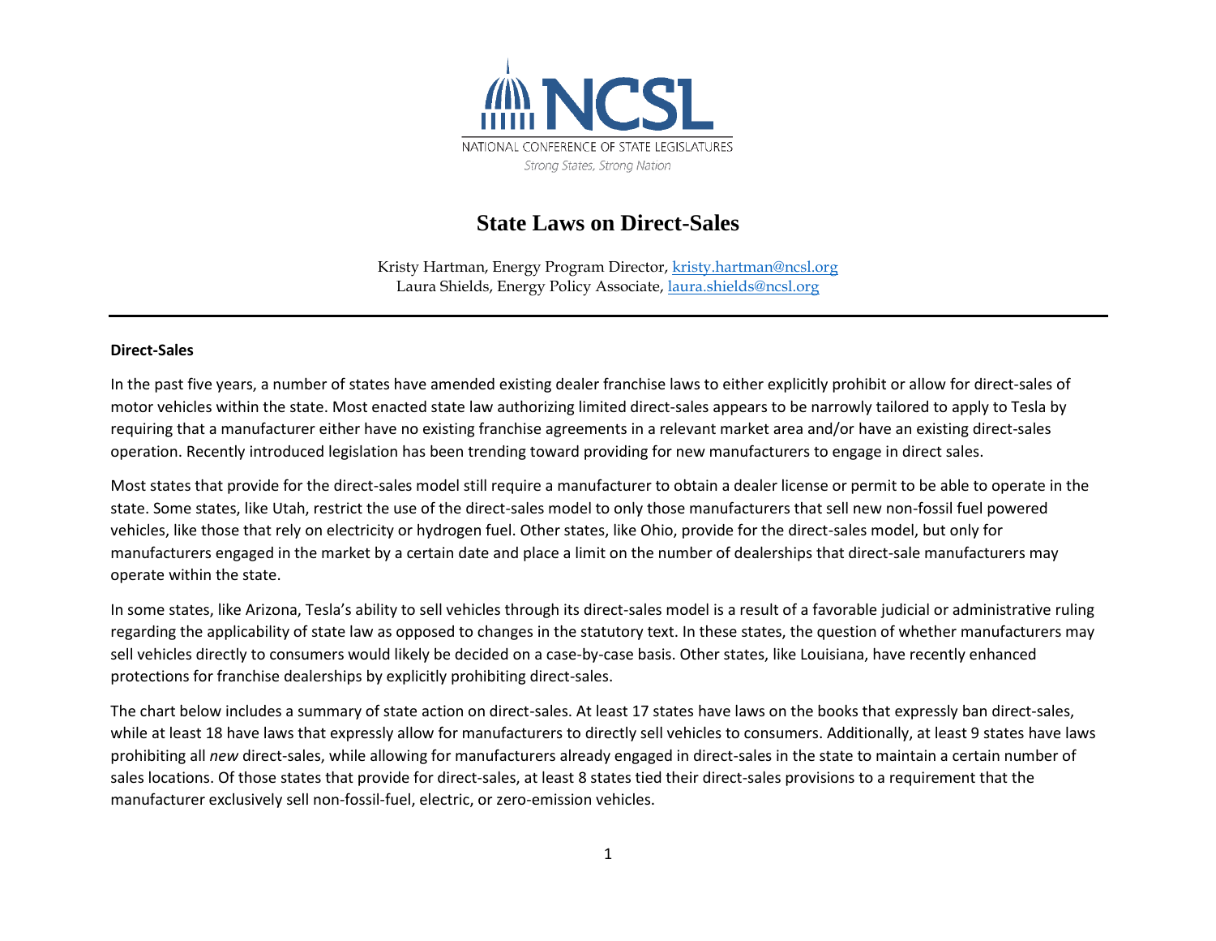NATIONAL CONFERENCE OF STATE LEGISLATURES

*Strong States, Strong Nation*

# State Laws on Direct-Sales

Kristy Hartman, Energy Program Director, kristy.hartman@ncsl.org
Laura Shields, Energy Policy Associate, laura.shields@ncsl.org

---

**Direct-Sales**

In the past five years, a number of states have amended existing dealer franchise laws to either explicitly prohibit or allow for direct-sales of motor vehicles within the state. Most enacted state law authorizing limited direct-sales appears to be narrowly tailored to apply to Tesla by requiring that a manufacturer either have no existing franchise agreements in a relevant market area and/or have an existing direct-sales operation. Recently introduced legislation has been trending toward providing for new manufacturers to engage in direct sales.

Most states that provide for the direct-sales model still require a manufacturer to obtain a dealer license or permit to be able to operate in the state. Some states, like Utah, restrict the use of the direct-sales model to only those manufacturers that sell new non-fossil fuel powered vehicles, like those that rely on electricity or hydrogen fuel. Other states, like Ohio, provide for the direct-sales model, but only for manufacturers engaged in the market by a certain date and place a limit on the number of dealerships that direct-sale manufacturers may operate within the state.

In some states, like Arizona, Tesla's ability to sell vehicles through its direct-sales model is a result of a favorable judicial or administrative ruling regarding the applicability of state law as opposed to changes in the statutory text. In these states, the question of whether manufacturers may sell vehicles directly to consumers would likely be decided on a case-by-case basis. Other states, like Louisiana, have recently enhanced protections for franchise dealerships by explicitly prohibiting direct-sales.

The chart below includes a summary of state action on direct-sales. At least 17 states have laws on the books that expressly ban direct-sales, while at least 18 have laws that expressly allow for manufacturers to directly sell vehicles to consumers. Additionally, at least 9 states have laws prohibiting all *new* direct-sales, while allowing for manufacturers already engaged in direct-sales in the state to maintain a certain number of sales locations. Of those states that provide for direct-sales, at least 8 states tied their direct-sales provisions to a requirement that the manufacturer exclusively sell non-fossil-fuel, electric, or zero-emission vehicles.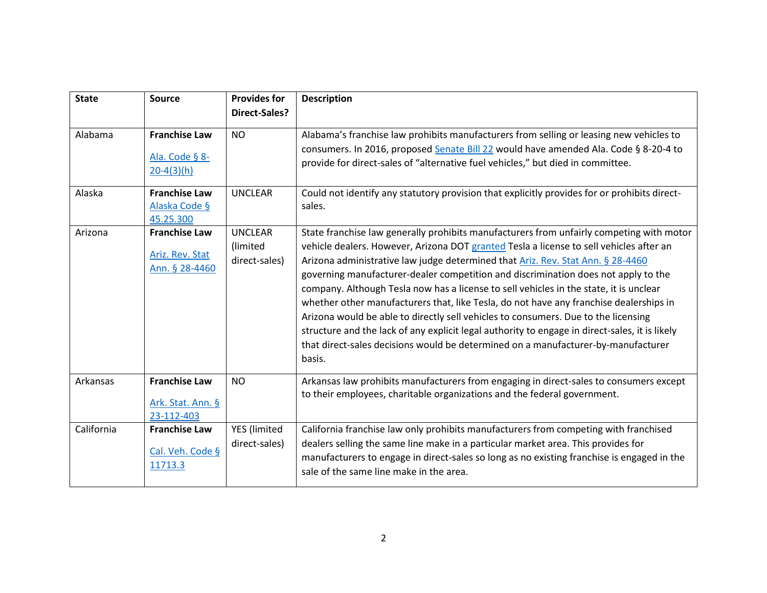| State | Source | Provides for Direct-Sales? | Description |
|---|---|---|---|
| Alabama | **Franchise Law** Ala. Code § 8-20-4(3)(h) | NO | Alabama's franchise law prohibits manufacturers from selling or leasing new vehicles to consumers. In 2016, proposed Senate Bill 22 would have amended Ala. Code § 8-20-4 to provide for direct-sales of "alternative fuel vehicles," but died in committee. |
| Alaska | **Franchise Law** Alaska Code § 45.25.300 | UNCLEAR | Could not identify any statutory provision that explicitly provides for or prohibits direct-sales. |
| Arizona | **Franchise Law** Ariz. Rev. Stat Ann. § 28-4460 | UNCLEAR (limited direct-sales) | State franchise law generally prohibits manufacturers from unfairly competing with motor vehicle dealers. However, Arizona DOT granted Tesla a license to sell vehicles after an Arizona administrative law judge determined that Ariz. Rev. Stat Ann. § 28-4460 governing manufacturer-dealer competition and discrimination does not apply to the company. Although Tesla now has a license to sell vehicles in the state, it is unclear whether other manufacturers that, like Tesla, do not have any franchise dealerships in Arizona would be able to directly sell vehicles to consumers. Due to the licensing structure and the lack of any explicit legal authority to engage in direct-sales, it is likely that direct-sales decisions would be determined on a manufacturer-by-manufacturer basis. |
| Arkansas | **Franchise Law** Ark. Stat. Ann. § 23-112-403 | NO | Arkansas law prohibits manufacturers from engaging in direct-sales to consumers except to their employees, charitable organizations and the federal government. |
| California | **Franchise Law** Cal. Veh. Code § 11713.3 | YES (limited direct-sales) | California franchise law only prohibits manufacturers from competing with franchised dealers selling the same line make in a particular market area. This provides for manufacturers to engage in direct-sales so long as no existing franchise is engaged in the sale of the same line make in the area. |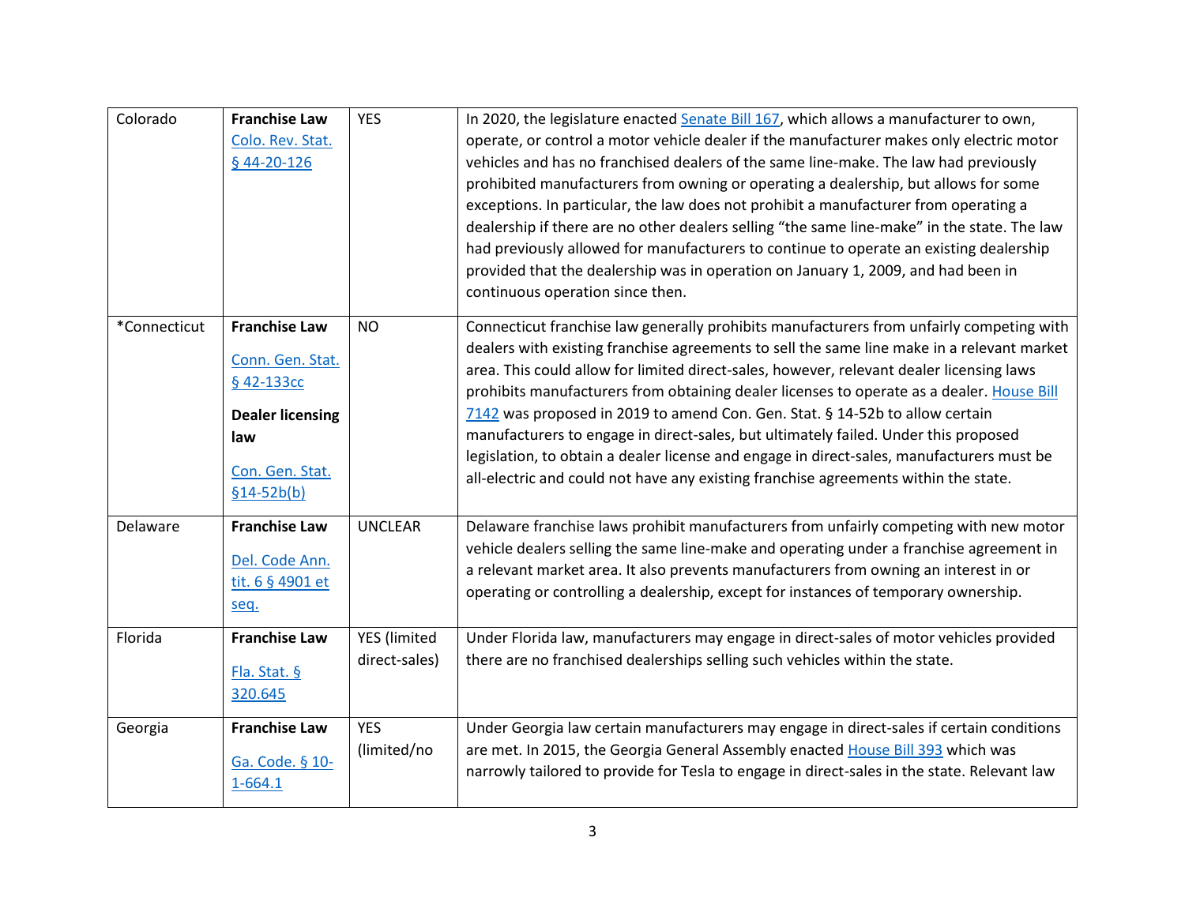| Colorado | **Franchise Law** Colo. Rev. Stat. § 44-20-126 | YES | In 2020, the legislature enacted Senate Bill 167, which allows a manufacturer to own, operate, or control a motor vehicle dealer if the manufacturer makes only electric motor vehicles and has no franchised dealers of the same line-make. The law had previously prohibited manufacturers from owning or operating a dealership, but allows for some exceptions. In particular, the law does not prohibit a manufacturer from operating a dealership if there are no other dealers selling "the same line-make" in the state. The law had previously allowed for manufacturers to continue to operate an existing dealership provided that the dealership was in operation on January 1, 2009, and had been in continuous operation since then. |
|---|---|---|---|
| *Connecticut | **Franchise Law** Conn. Gen. Stat. § 42-133cc **Dealer licensing law** Con. Gen. Stat. §14-52b(b) | NO | Connecticut franchise law generally prohibits manufacturers from unfairly competing with dealers with existing franchise agreements to sell the same line make in a relevant market area. This could allow for limited direct-sales, however, relevant dealer licensing laws prohibits manufacturers from obtaining dealer licenses to operate as a dealer. House Bill 7142 was proposed in 2019 to amend Con. Gen. Stat. § 14-52b to allow certain manufacturers to engage in direct-sales, but ultimately failed. Under this proposed legislation, to obtain a dealer license and engage in direct-sales, manufacturers must be all-electric and could not have any existing franchise agreements within the state. |
| Delaware | **Franchise Law** Del. Code Ann. tit. 6 § 4901 et seq. | UNCLEAR | Delaware franchise laws prohibit manufacturers from unfairly competing with new motor vehicle dealers selling the same line-make and operating under a franchise agreement in a relevant market area. It also prevents manufacturers from owning an interest in or operating or controlling a dealership, except for instances of temporary ownership. |
| Florida | **Franchise Law** Fla. Stat. § 320.645 | YES (limited direct-sales) | Under Florida law, manufacturers may engage in direct-sales of motor vehicles provided there are no franchised dealerships selling such vehicles within the state. |
| Georgia | **Franchise Law** Ga. Code. § 10-1-664.1 | YES (limited/no | Under Georgia law certain manufacturers may engage in direct-sales if certain conditions are met. In 2015, the Georgia General Assembly enacted House Bill 393 which was narrowly tailored to provide for Tesla to engage in direct-sales in the state. Relevant law |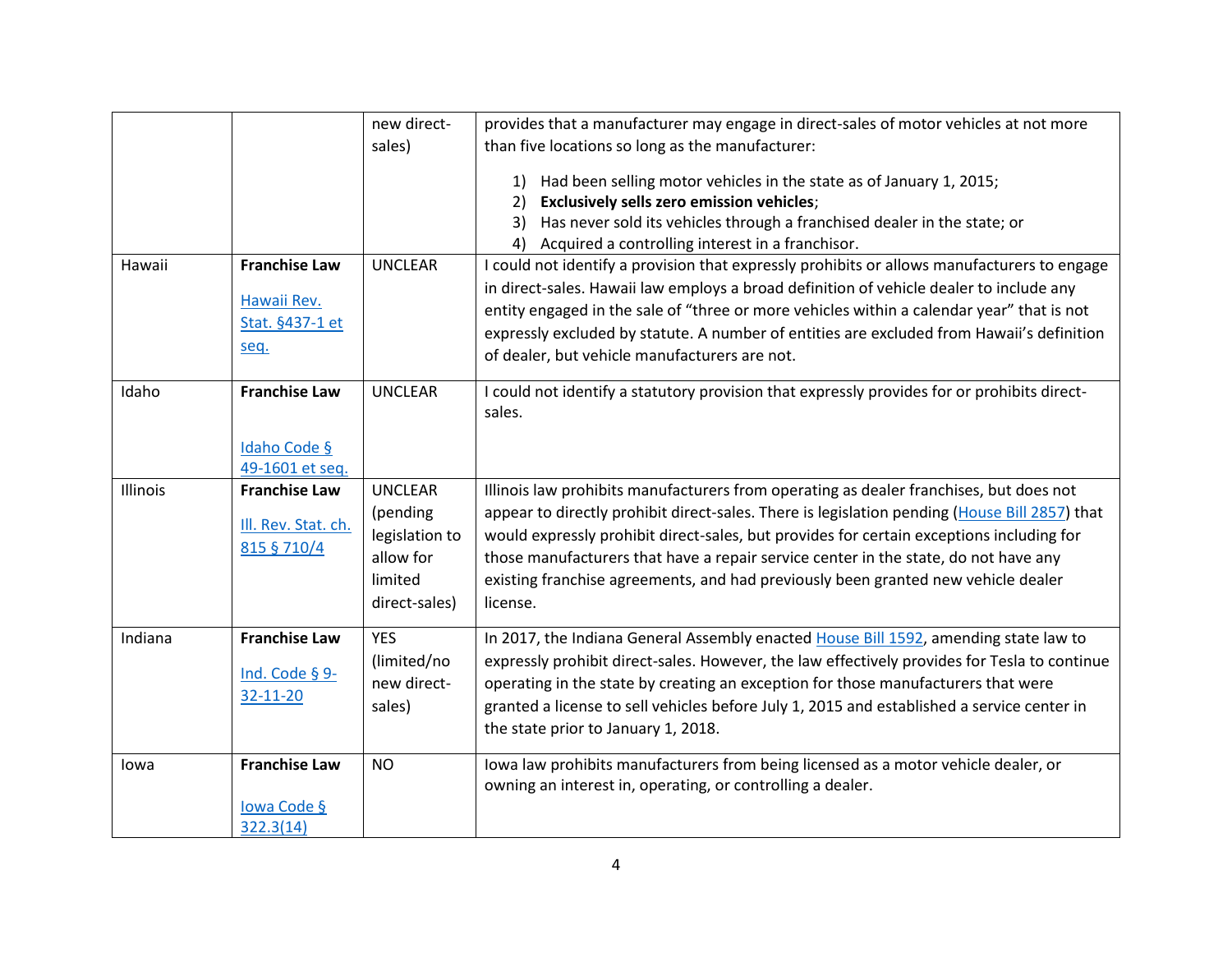| | | | |
|---|---|---|---|
| | | new direct-sales) | provides that a manufacturer may engage in direct-sales of motor vehicles at not more than five locations so long as the manufacturer: 1) Had been selling motor vehicles in the state as of January 1, 2015; 2) **Exclusively sells zero emission vehicles**; 3) Has never sold its vehicles through a franchised dealer in the state; or 4) Acquired a controlling interest in a franchisor. |
| Hawaii | **Franchise Law** [Hawaii Rev. Stat. §437-1 et seq.]() | UNCLEAR | I could not identify a provision that expressly prohibits or allows manufacturers to engage in direct-sales. Hawaii law employs a broad definition of vehicle dealer to include any entity engaged in the sale of "three or more vehicles within a calendar year" that is not expressly excluded by statute. A number of entities are excluded from Hawaii's definition of dealer, but vehicle manufacturers are not. |
| Idaho | **Franchise Law** [Idaho Code § 49-1601 et seq.]() | UNCLEAR | I could not identify a statutory provision that expressly provides for or prohibits direct-sales. |
| Illinois | **Franchise Law** [Ill. Rev. Stat. ch. 815 § 710/4]() | UNCLEAR (pending legislation to allow for limited direct-sales) | Illinois law prohibits manufacturers from operating as dealer franchises, but does not appear to directly prohibit direct-sales. There is legislation pending ([House Bill 2857]()) that would expressly prohibit direct-sales, but provides for certain exceptions including for those manufacturers that have a repair service center in the state, do not have any existing franchise agreements, and had previously been granted new vehicle dealer license. |
| Indiana | **Franchise Law** [Ind. Code § 9-32-11-20]() | YES (limited/no new direct-sales) | In 2017, the Indiana General Assembly enacted [House Bill 1592](), amending state law to expressly prohibit direct-sales. However, the law effectively provides for Tesla to continue operating in the state by creating an exception for those manufacturers that were granted a license to sell vehicles before July 1, 2015 and established a service center in the state prior to January 1, 2018. |
| Iowa | **Franchise Law** [Iowa Code § 322.3(14)]() | NO | Iowa law prohibits manufacturers from being licensed as a motor vehicle dealer, or owning an interest in, operating, or controlling a dealer. |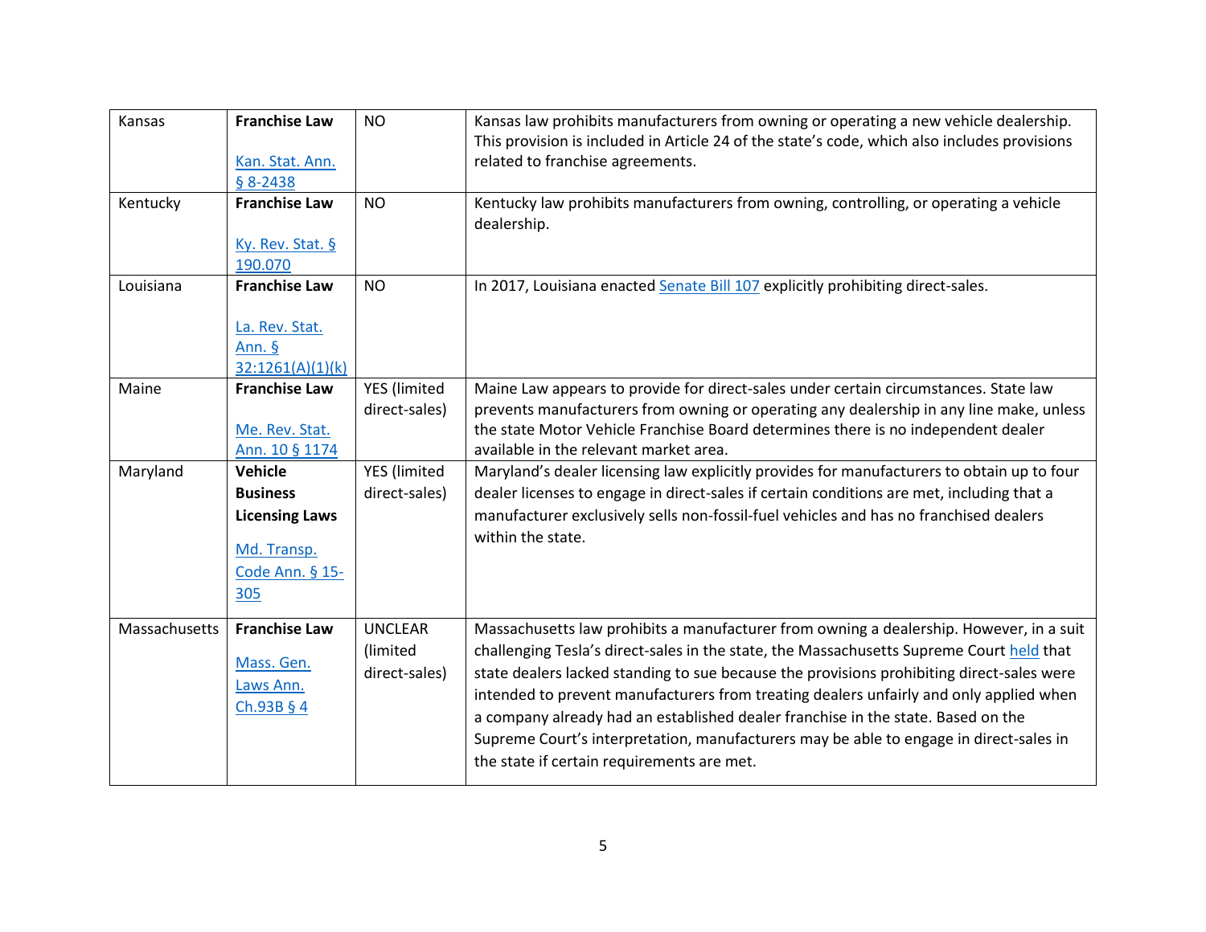| Kansas | **Franchise Law** Kan. Stat. Ann. § 8-2438 | NO | Kansas law prohibits manufacturers from owning or operating a new vehicle dealership. This provision is included in Article 24 of the state's code, which also includes provisions related to franchise agreements. |
|---|---|---|---|
| Kentucky | **Franchise Law** Ky. Rev. Stat. § 190.070 | NO | Kentucky law prohibits manufacturers from owning, controlling, or operating a vehicle dealership. |
| Louisiana | **Franchise Law** La. Rev. Stat. Ann. § 32:1261(A)(1)(k) | NO | In 2017, Louisiana enacted Senate Bill 107 explicitly prohibiting direct-sales. |
| Maine | **Franchise Law** Me. Rev. Stat. Ann. 10 § 1174 | YES (limited direct-sales) | Maine Law appears to provide for direct-sales under certain circumstances. State law prevents manufacturers from owning or operating any dealership in any line make, unless the state Motor Vehicle Franchise Board determines there is no independent dealer available in the relevant market area. |
| Maryland | **Vehicle Business Licensing Laws** Md. Transp. Code Ann. § 15-305 | YES (limited direct-sales) | Maryland's dealer licensing law explicitly provides for manufacturers to obtain up to four dealer licenses to engage in direct-sales if certain conditions are met, including that a manufacturer exclusively sells non-fossil-fuel vehicles and has no franchised dealers within the state. |
| Massachusetts | **Franchise Law** Mass. Gen. Laws Ann. Ch.93B § 4 | UNCLEAR (limited direct-sales) | Massachusetts law prohibits a manufacturer from owning a dealership. However, in a suit challenging Tesla's direct-sales in the state, the Massachusetts Supreme Court held that state dealers lacked standing to sue because the provisions prohibiting direct-sales were intended to prevent manufacturers from treating dealers unfairly and only applied when a company already had an established dealer franchise in the state. Based on the Supreme Court's interpretation, manufacturers may be able to engage in direct-sales in the state if certain requirements are met. |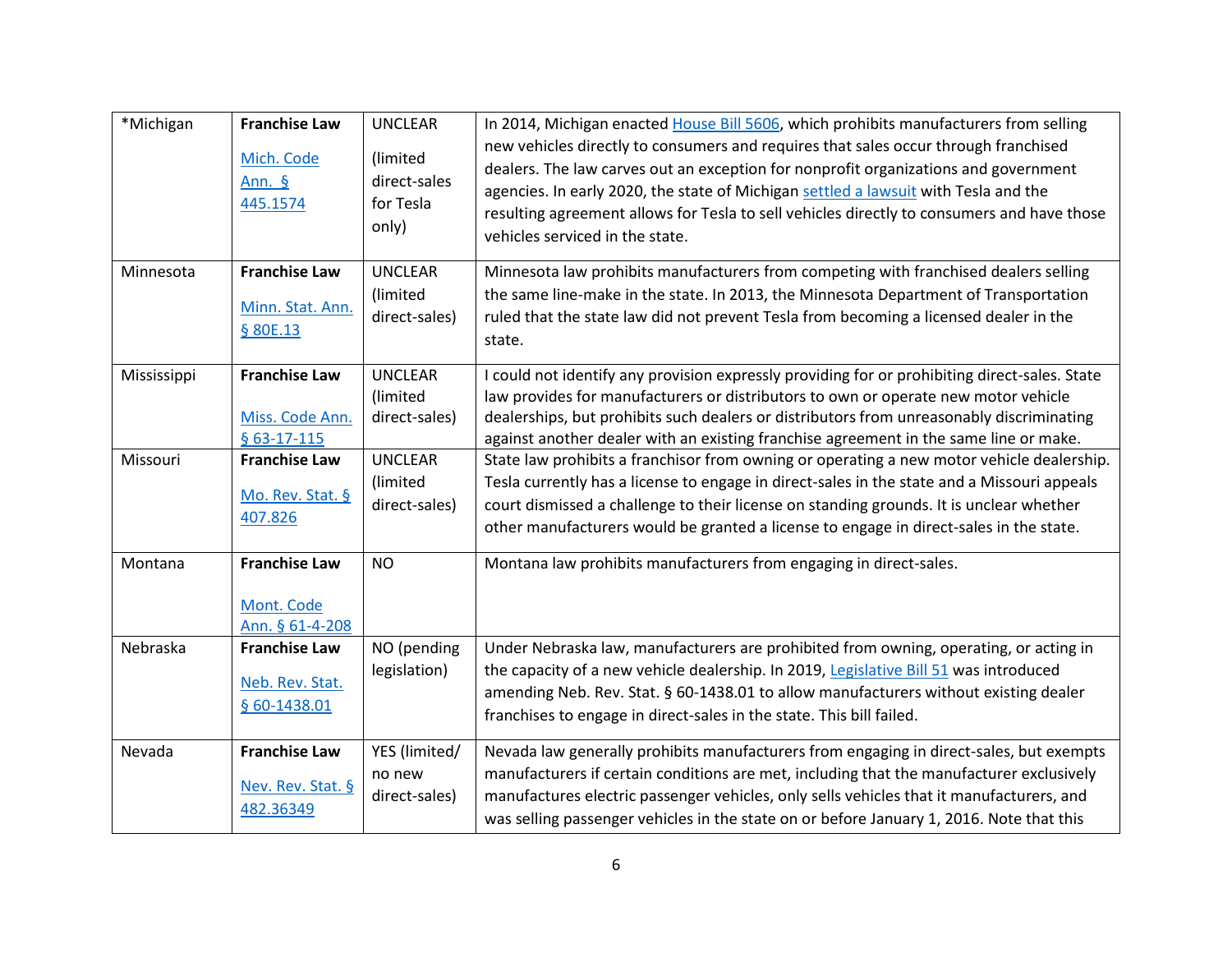| *Michigan | **Franchise Law** Mich. Code Ann. § 445.1574 | UNCLEAR (limited direct-sales for Tesla only) | In 2014, Michigan enacted House Bill 5606, which prohibits manufacturers from selling new vehicles directly to consumers and requires that sales occur through franchised dealers. The law carves out an exception for nonprofit organizations and government agencies. In early 2020, the state of Michigan settled a lawsuit with Tesla and the resulting agreement allows for Tesla to sell vehicles directly to consumers and have those vehicles serviced in the state. |
|---|---|---|---|
| Minnesota | **Franchise Law** Minn. Stat. Ann. § 80E.13 | UNCLEAR (limited direct-sales) | Minnesota law prohibits manufacturers from competing with franchised dealers selling the same line-make in the state. In 2013, the Minnesota Department of Transportation ruled that the state law did not prevent Tesla from becoming a licensed dealer in the state. |
| Mississippi | **Franchise Law** Miss. Code Ann. § 63-17-115 | UNCLEAR (limited direct-sales) | I could not identify any provision expressly providing for or prohibiting direct-sales. State law provides for manufacturers or distributors to own or operate new motor vehicle dealerships, but prohibits such dealers or distributors from unreasonably discriminating against another dealer with an existing franchise agreement in the same line or make. |
| Missouri | **Franchise Law** Mo. Rev. Stat. § 407.826 | UNCLEAR (limited direct-sales) | State law prohibits a franchisor from owning or operating a new motor vehicle dealership. Tesla currently has a license to engage in direct-sales in the state and a Missouri appeals court dismissed a challenge to their license on standing grounds. It is unclear whether other manufacturers would be granted a license to engage in direct-sales in the state. |
| Montana | **Franchise Law** Mont. Code Ann. § 61-4-208 | NO | Montana law prohibits manufacturers from engaging in direct-sales. |
| Nebraska | **Franchise Law** Neb. Rev. Stat. § 60-1438.01 | NO (pending legislation) | Under Nebraska law, manufacturers are prohibited from owning, operating, or acting in the capacity of a new vehicle dealership. In 2019, Legislative Bill 51 was introduced amending Neb. Rev. Stat. § 60-1438.01 to allow manufacturers without existing dealer franchises to engage in direct-sales in the state. This bill failed. |
| Nevada | **Franchise Law** Nev. Rev. Stat. § 482.36349 | YES (limited/ no new direct-sales) | Nevada law generally prohibits manufacturers from engaging in direct-sales, but exempts manufacturers if certain conditions are met, including that the manufacturer exclusively manufactures electric passenger vehicles, only sells vehicles that it manufactures, and was selling passenger vehicles in the state on or before January 1, 2016. Note that this |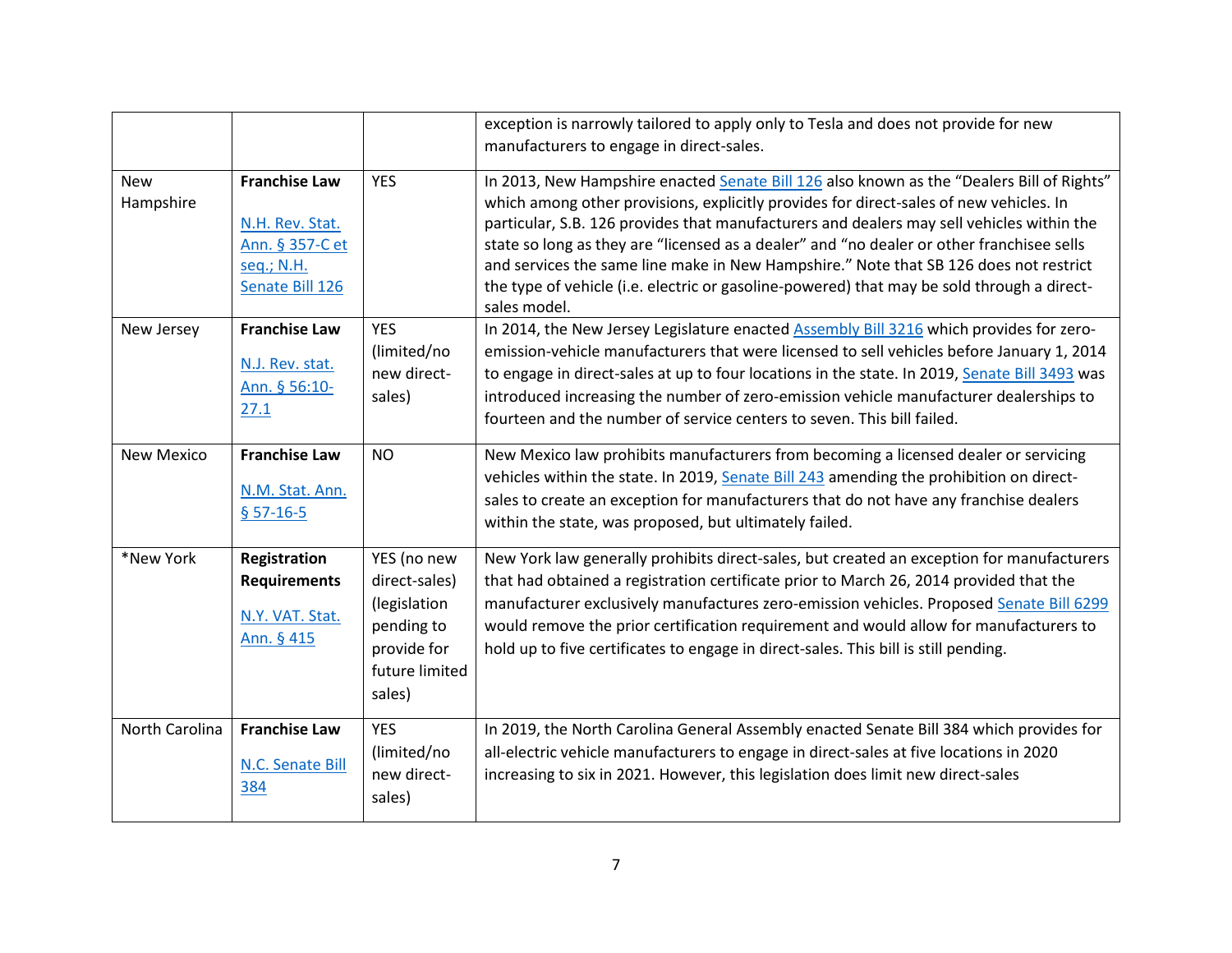| | | | |
|---|---|---|---|
| | | | exception is narrowly tailored to apply only to Tesla and does not provide for new manufacturers to engage in direct-sales. |
| New Hampshire | **Franchise Law** <br><br> N.H. Rev. Stat. Ann. § 357-C et seq.; N.H. Senate Bill 126 | YES | In 2013, New Hampshire enacted Senate Bill 126 also known as the "Dealers Bill of Rights" which among other provisions, explicitly provides for direct-sales of new vehicles. In particular, S.B. 126 provides that manufacturers and dealers may sell vehicles within the state so long as they are "licensed as a dealer" and "no dealer or other franchisee sells and services the same line make in New Hampshire." Note that SB 126 does not restrict the type of vehicle (i.e. electric or gasoline-powered) that may be sold through a direct-sales model. |
| New Jersey | **Franchise Law** <br><br> N.J. Rev. stat. Ann. § 56:10-27.1 | YES (limited/no new direct-sales) | In 2014, the New Jersey Legislature enacted Assembly Bill 3216 which provides for zero-emission-vehicle manufacturers that were licensed to sell vehicles before January 1, 2014 to engage in direct-sales at up to four locations in the state. In 2019, Senate Bill 3493 was introduced increasing the number of zero-emission vehicle manufacturer dealerships to fourteen and the number of service centers to seven. This bill failed. |
| New Mexico | **Franchise Law** <br><br> N.M. Stat. Ann. § 57-16-5 | NO | New Mexico law prohibits manufacturers from becoming a licensed dealer or servicing vehicles within the state. In 2019, Senate Bill 243 amending the prohibition on direct-sales to create an exception for manufacturers that do not have any franchise dealers within the state, was proposed, but ultimately failed. |
| *New York | **Registration Requirements** <br><br> N.Y. VAT. Stat. Ann. § 415 | YES (no new direct-sales) (legislation pending to provide for future limited sales) | New York law generally prohibits direct-sales, but created an exception for manufacturers that had obtained a registration certificate prior to March 26, 2014 provided that the manufacturer exclusively manufactures zero-emission vehicles. Proposed Senate Bill 6299 would remove the prior certification requirement and would allow for manufacturers to hold up to five certificates to engage in direct-sales. This bill is still pending. |
| North Carolina | **Franchise Law** <br><br> N.C. Senate Bill 384 | YES (limited/no new direct-sales) | In 2019, the North Carolina General Assembly enacted Senate Bill 384 which provides for all-electric vehicle manufacturers to engage in direct-sales at five locations in 2020 increasing to six in 2021. However, this legislation does limit new direct-sales |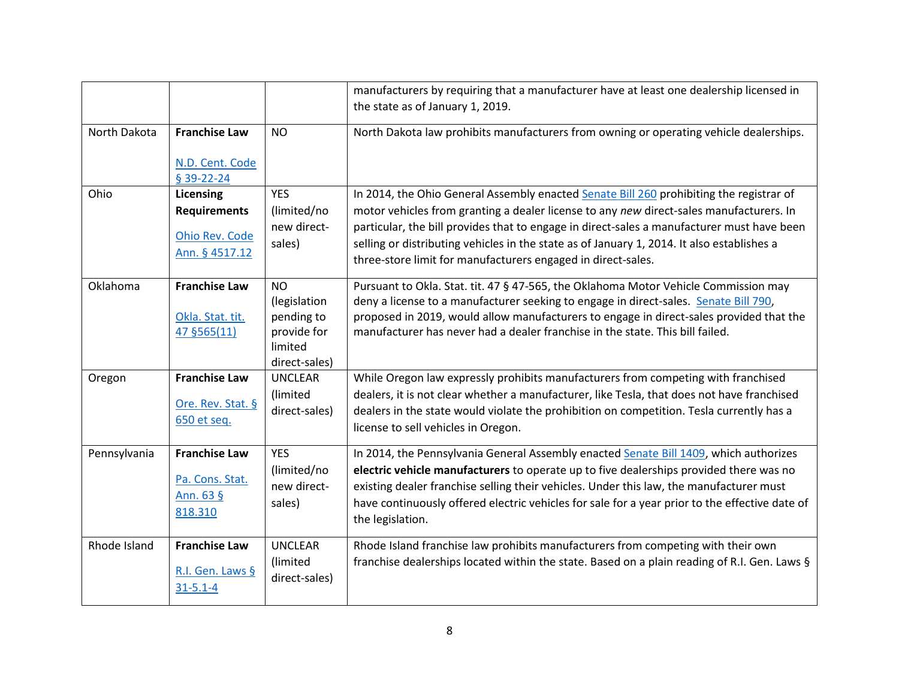| | | | |
|---|---|---|---|
| | | | manufacturers by requiring that a manufacturer have at least one dealership licensed in the state as of January 1, 2019. |
| North Dakota | **Franchise Law** N.D. Cent. Code § 39-22-24 | NO | North Dakota law prohibits manufacturers from owning or operating vehicle dealerships. |
| Ohio | **Licensing Requirements** Ohio Rev. Code Ann. § 4517.12 | YES (limited/no new direct-sales) | In 2014, the Ohio General Assembly enacted Senate Bill 260 prohibiting the registrar of motor vehicles from granting a dealer license to any *new* direct-sales manufacturers. In particular, the bill provides that to engage in direct-sales a manufacturer must have been selling or distributing vehicles in the state as of January 1, 2014. It also establishes a three-store limit for manufacturers engaged in direct-sales. |
| Oklahoma | **Franchise Law** Okla. Stat. tit. 47 §565(11) | NO (legislation pending to provide for limited direct-sales) | Pursuant to Okla. Stat. tit. 47 § 47-565, the Oklahoma Motor Vehicle Commission may deny a license to a manufacturer seeking to engage in direct-sales. Senate Bill 790, proposed in 2019, would allow manufacturers to engage in direct-sales provided that the manufacturer has never had a dealer franchise in the state. This bill failed. |
| Oregon | **Franchise Law** Ore. Rev. Stat. § 650 et seq. | UNCLEAR (limited direct-sales) | While Oregon law expressly prohibits manufacturers from competing with franchised dealers, it is not clear whether a manufacturer, like Tesla, that does not have franchised dealers in the state would violate the prohibition on competition. Tesla currently has a license to sell vehicles in Oregon. |
| Pennsylvania | **Franchise Law** Pa. Cons. Stat. Ann. 63 § 818.310 | YES (limited/no new direct-sales) | In 2014, the Pennsylvania General Assembly enacted Senate Bill 1409, which authorizes **electric vehicle manufacturers** to operate up to five dealerships provided there was no existing dealer franchise selling their vehicles. Under this law, the manufacturer must have continuously offered electric vehicles for sale for a year prior to the effective date of the legislation. |
| Rhode Island | **Franchise Law** R.I. Gen. Laws § 31-5.1-4 | UNCLEAR (limited direct-sales) | Rhode Island franchise law prohibits manufacturers from competing with their own franchise dealerships located within the state. Based on a plain reading of R.I. Gen. Laws § |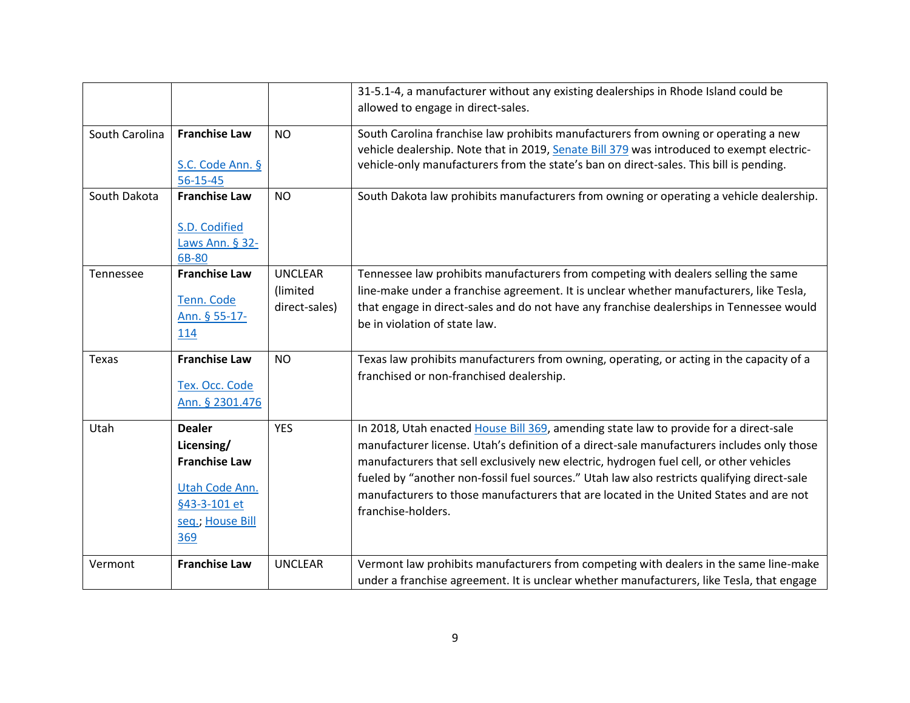| | | | |
|---|---|---|---|
| | | | 31-5.1-4, a manufacturer without any existing dealerships in Rhode Island could be allowed to engage in direct-sales. |
| South Carolina | **Franchise Law** <br><br> S.C. Code Ann. § 56-15-45 | NO | South Carolina franchise law prohibits manufacturers from owning or operating a new vehicle dealership. Note that in 2019, Senate Bill 379 was introduced to exempt electric-vehicle-only manufacturers from the state's ban on direct-sales. This bill is pending. |
| South Dakota | **Franchise Law** <br><br> S.D. Codified Laws Ann. § 32-6B-80 | NO | South Dakota law prohibits manufacturers from owning or operating a vehicle dealership. |
| Tennessee | **Franchise Law** <br><br> Tenn. Code Ann. § 55-17-114 | UNCLEAR (limited direct-sales) | Tennessee law prohibits manufacturers from competing with dealers selling the same line-make under a franchise agreement. It is unclear whether manufacturers, like Tesla, that engage in direct-sales and do not have any franchise dealerships in Tennessee would be in violation of state law. |
| Texas | **Franchise Law** <br><br> Tex. Occ. Code Ann. § 2301.476 | NO | Texas law prohibits manufacturers from owning, operating, or acting in the capacity of a franchised or non-franchised dealership. |
| Utah | **Dealer Licensing/ Franchise Law** <br><br> Utah Code Ann. §43-3-101 et seq.; House Bill 369 | YES | In 2018, Utah enacted House Bill 369, amending state law to provide for a direct-sale manufacturer license. Utah's definition of a direct-sale manufacturers includes only those manufacturers that sell exclusively new electric, hydrogen fuel cell, or other vehicles fueled by "another non-fossil fuel sources." Utah law also restricts qualifying direct-sale manufacturers to those manufacturers that are located in the United States and are not franchise-holders. |
| Vermont | **Franchise Law** | UNCLEAR | Vermont law prohibits manufacturers from competing with dealers in the same line-make under a franchise agreement. It is unclear whether manufacturers, like Tesla, that engage |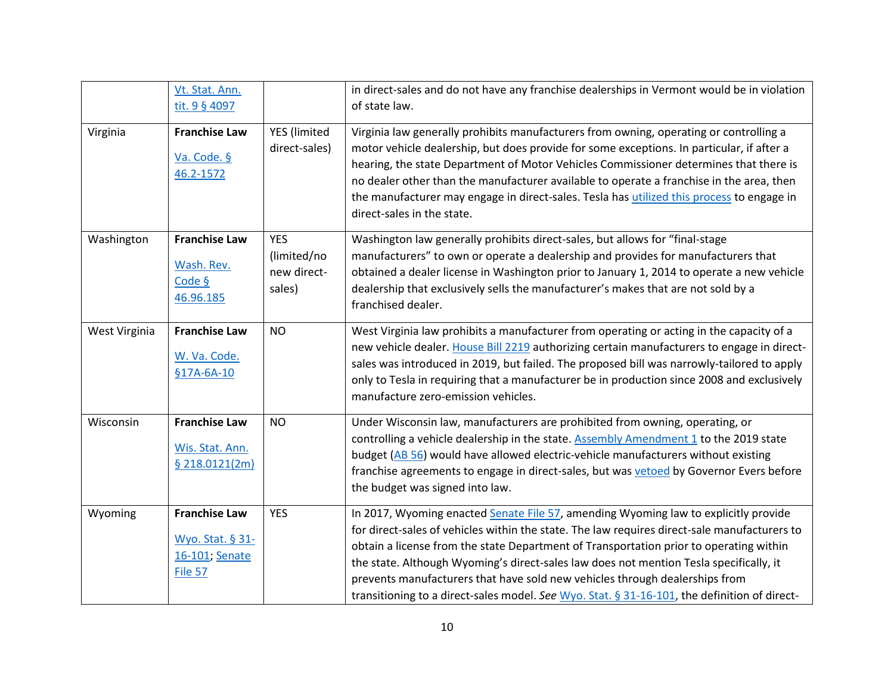| | | | |
|---|---|---|---|
| | Vt. Stat. Ann. tit. 9 § 4097 | | in direct-sales and do not have any franchise dealerships in Vermont would be in violation of state law. |
| Virginia | **Franchise Law** <br><br> Va. Code. § 46.2-1572 | YES (limited direct-sales) | Virginia law generally prohibits manufacturers from owning, operating or controlling a motor vehicle dealership, but does provide for some exceptions. In particular, if after a hearing, the state Department of Motor Vehicles Commissioner determines that there is no dealer other than the manufacturer available to operate a franchise in the area, then the manufacturer may engage in direct-sales. Tesla has utilized this process to engage in direct-sales in the state. |
| Washington | **Franchise Law** <br><br> Wash. Rev. Code § 46.96.185 | YES (limited/no new direct-sales) | Washington law generally prohibits direct-sales, but allows for "final-stage manufacturers" to own or operate a dealership and provides for manufacturers that obtained a dealer license in Washington prior to January 1, 2014 to operate a new vehicle dealership that exclusively sells the manufacturer's makes that are not sold by a franchised dealer. |
| West Virginia | **Franchise Law** <br><br> W. Va. Code. §17A-6A-10 | NO | West Virginia law prohibits a manufacturer from operating or acting in the capacity of a new vehicle dealer. House Bill 2219 authorizing certain manufacturers to engage in direct-sales was introduced in 2019, but failed. The proposed bill was narrowly-tailored to apply only to Tesla in requiring that a manufacturer be in production since 2008 and exclusively manufacture zero-emission vehicles. |
| Wisconsin | **Franchise Law** <br><br> Wis. Stat. Ann. § 218.0121(2m) | NO | Under Wisconsin law, manufacturers are prohibited from owning, operating, or controlling a vehicle dealership in the state. Assembly Amendment 1 to the 2019 state budget (AB 56) would have allowed electric-vehicle manufacturers without existing franchise agreements to engage in direct-sales, but was vetoed by Governor Evers before the budget was signed into law. |
| Wyoming | **Franchise Law** <br><br> Wyo. Stat. § 31-16-101; Senate File 57 | YES | In 2017, Wyoming enacted Senate File 57, amending Wyoming law to explicitly provide for direct-sales of vehicles within the state. The law requires direct-sale manufacturers to obtain a license from the state Department of Transportation prior to operating within the state. Although Wyoming's direct-sales law does not mention Tesla specifically, it prevents manufacturers that have sold new vehicles through dealerships from transitioning to a direct-sales model. *See* Wyo. Stat. § 31-16-101, the definition of direct- |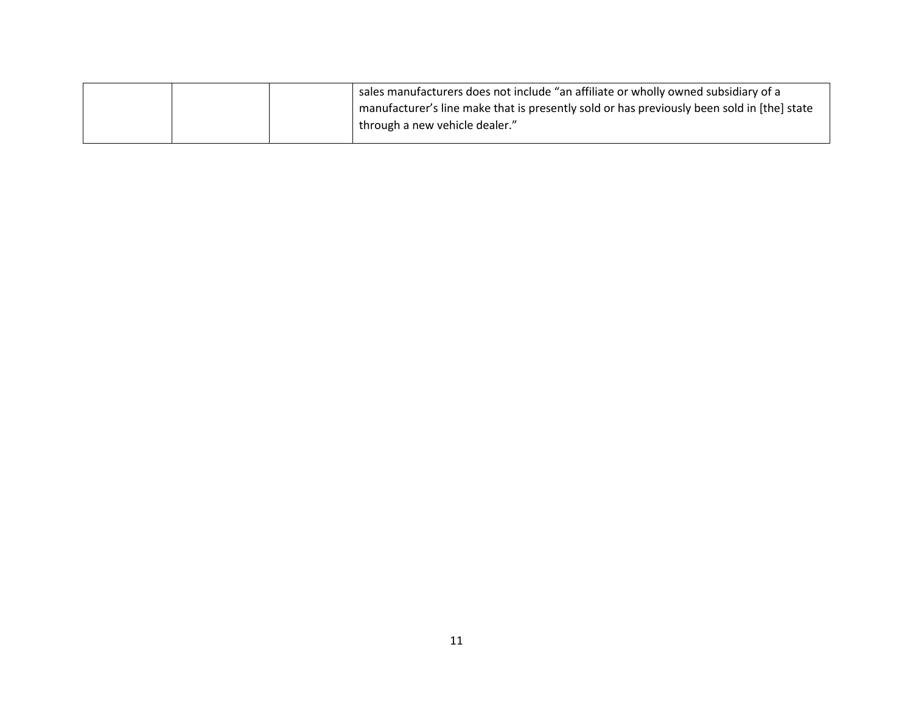| | | | |
|---|---|---|---|
| | | | sales manufacturers does not include "an affiliate or wholly owned subsidiary of a manufacturer's line make that is presently sold or has previously been sold in [the] state through a new vehicle dealer." |